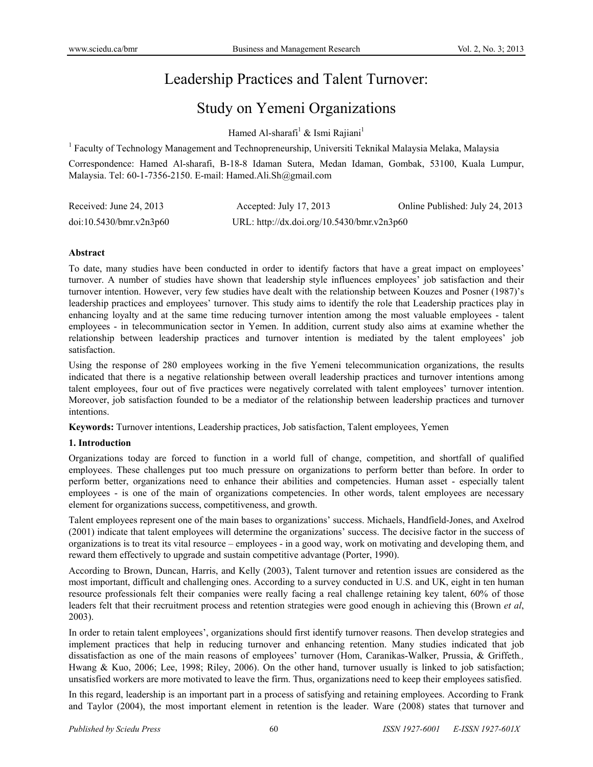# Leadership Practices and Talent Turnover: Study on Yemeni Organizations

Hamed Al-sharafi[1] & Ismi Rajiani[1]

[1] Faculty of Technology Management and Technopreneurship, Universiti Teknikal Malaysia Melaka, Malaysia

Correspondence: Hamed Al-sharafi, B-18-8 Idaman Sutera, Medan Idaman, Gombak, 53100, Kuala Lumpur, Malaysia. Tel: 60-1-7356-2150. E-mail: Hamed.Ali.Sh@gmail.com

Received: June 24, 2013 Accepted: July 17, 2013 Online Published: July 24, 2013

doi:10.5430/bmr.v2n3p60 URL: http://dx.doi.org/10.5430/bmr.v2n3p60

**Abstract**

To date, many studies have been conducted in order to identify factors that have a great impact on employees' turnover. A number of studies have shown that leadership style influences employees' job satisfaction and their turnover intention. However, very few studies have dealt with the relationship between Kouzes and Posner (1987)'s leadership practices and employees' turnover. This study aims to identify the role that Leadership practices play in enhancing loyalty and at the same time reducing turnover intention among the most valuable employees - talent employees - in telecommunication sector in Yemen. In addition, current study also aims at examine whether the relationship between leadership practices and turnover intention is mediated by the talent employees' job satisfaction.

Using the response of 280 employees working in the five Yemeni telecommunication organizations, the results indicated that there is a negative relationship between overall leadership practices and turnover intentions among talent employees, four out of five practices were negatively correlated with talent employees' turnover intention. Moreover, job satisfaction founded to be a mediator of the relationship between leadership practices and turnover intentions.

**Keywords:** Turnover intentions, Leadership practices, Job satisfaction, Talent employees, Yemen

## 1. Introduction

Organizations today are forced to function in a world full of change, competition, and shortfall of qualified employees. These challenges put too much pressure on organizations to perform better than before. In order to perform better, organizations need to enhance their abilities and competencies. Human asset - especially talent employees - is one of the main of organizations competencies. In other words, talent employees are necessary element for organizations success, competitiveness, and growth.

Talent employees represent one of the main bases to organizations' success. Michaels, Handfield-Jones, and Axelrod (2001) indicate that talent employees will determine the organizations' success. The decisive factor in the success of organizations is to treat its vital resource – employees - in a good way, work on motivating and developing them, and reward them effectively to upgrade and sustain competitive advantage (Porter, 1990).

According to Brown, Duncan, Harris, and Kelly (2003), Talent turnover and retention issues are considered as the most important, difficult and challenging ones. According to a survey conducted in U.S. and UK, eight in ten human resource professionals felt their companies were really facing a real challenge retaining key talent, 60% of those leaders felt that their recruitment process and retention strategies were good enough in achieving this (Brown *et al*, 2003).

In order to retain talent employees', organizations should first identify turnover reasons. Then develop strategies and implement practices that help in reducing turnover and enhancing retention. Many studies indicated that job dissatisfaction as one of the main reasons of employees' turnover (Hom, Caranikas-Walker, Prussia, & Griffeth*.,* Hwang & Kuo, 2006; Lee, 1998; Riley, 2006). On the other hand, turnover usually is linked to job satisfaction; unsatisfied workers are more motivated to leave the firm. Thus, organizations need to keep their employees satisfied.

In this regard, leadership is an important part in a process of satisfying and retaining employees. According to Frank and Taylor (2004), the most important element in retention is the leader. Ware (2008) states that turnover and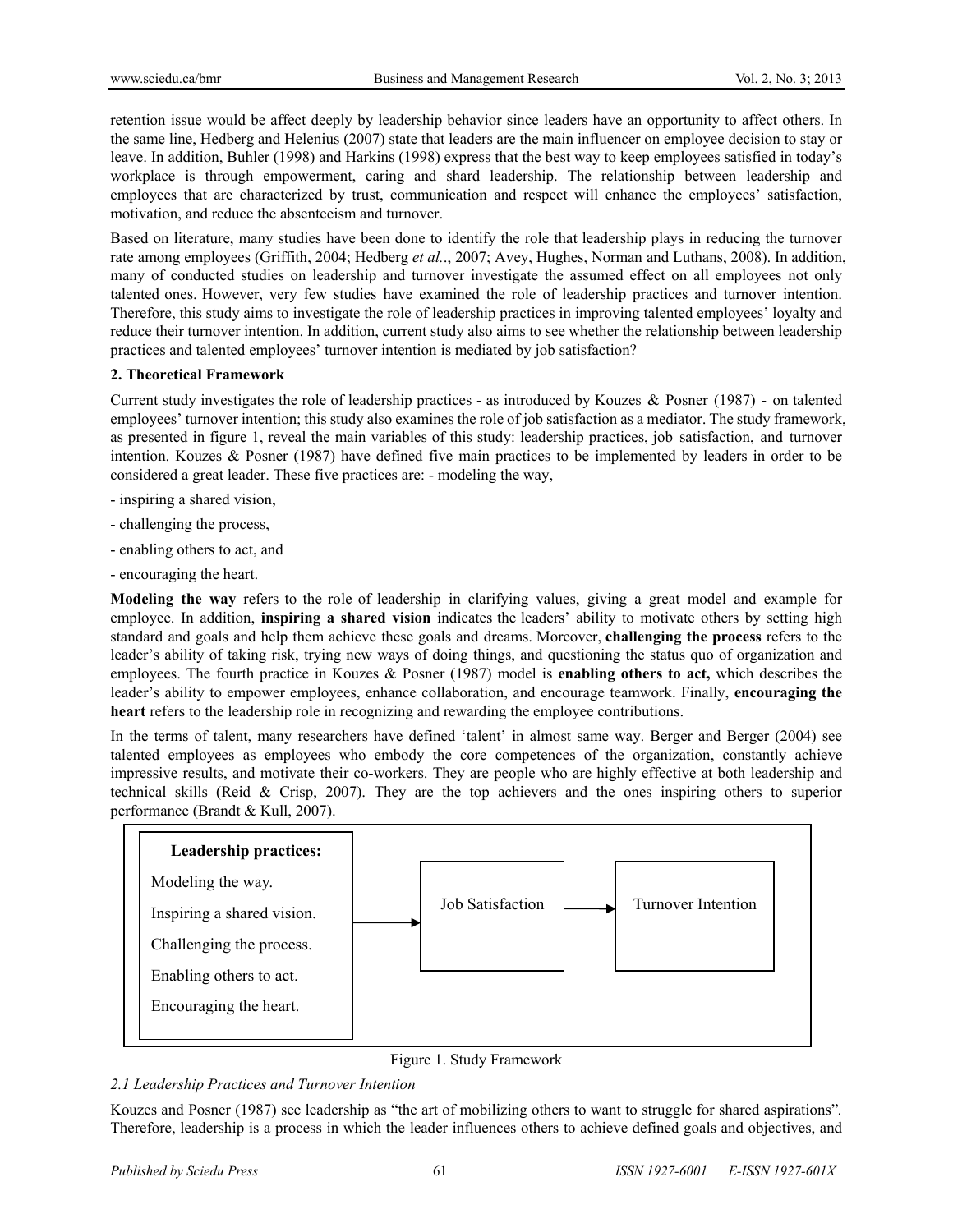retention issue would be affect deeply by leadership behavior since leaders have an opportunity to affect others. In the same line, Hedberg and Helenius (2007) state that leaders are the main influencer on employee decision to stay or leave. In addition, Buhler (1998) and Harkins (1998) express that the best way to keep employees satisfied in today's workplace is through empowerment, caring and shard leadership. The relationship between leadership and employees that are characterized by trust, communication and respect will enhance the employees' satisfaction, motivation, and reduce the absenteeism and turnover.

Based on literature, many studies have been done to identify the role that leadership plays in reducing the turnover rate among employees (Griffith, 2004; Hedberg *et al.*., 2007; Avey, Hughes, Norman and Luthans, 2008). In addition, many of conducted studies on leadership and turnover investigate the assumed effect on all employees not only talented ones. However, very few studies have examined the role of leadership practices and turnover intention. Therefore, this study aims to investigate the role of leadership practices in improving talented employees' loyalty and reduce their turnover intention. In addition, current study also aims to see whether the relationship between leadership practices and talented employees' turnover intention is mediated by job satisfaction?

## 2. Theoretical Framework

Current study investigates the role of leadership practices - as introduced by Kouzes & Posner (1987) - on talented employees' turnover intention; this study also examines the role of job satisfaction as a mediator. The study framework, as presented in figure 1, reveal the main variables of this study: leadership practices, job satisfaction, and turnover intention. Kouzes & Posner (1987) have defined five main practices to be implemented by leaders in order to be considered a great leader. These five practices are: - modeling the way,

- inspiring a shared vision,
- challenging the process,
- enabling others to act, and
- encouraging the heart.

**Modeling the way** refers to the role of leadership in clarifying values, giving a great model and example for employee. In addition, **inspiring a shared vision** indicates the leaders' ability to motivate others by setting high standard and goals and help them achieve these goals and dreams. Moreover, **challenging the process** refers to the leader's ability of taking risk, trying new ways of doing things, and questioning the status quo of organization and employees. The fourth practice in Kouzes & Posner (1987) model is **enabling others to act,** which describes the leader's ability to empower employees, enhance collaboration, and encourage teamwork. Finally, **encouraging the heart** refers to the leadership role in recognizing and rewarding the employee contributions.

In the terms of talent, many researchers have defined 'talent' in almost same way. Berger and Berger (2004) see talented employees as employees who embody the core competences of the organization, constantly achieve impressive results, and motivate their co-workers. They are people who are highly effective at both leadership and technical skills (Reid & Crisp, 2007). They are the top achievers and the ones inspiring others to superior performance (Brandt & Kull, 2007).

**Leadership practices:**
Modeling the way.
Inspiring a shared vision.
Challenging the process.
Enabling others to act.
Encouraging the heart.

→ Job Satisfaction → Turnover Intention

Figure 1. Study Framework

### *2.1 Leadership Practices and Turnover Intention*

Kouzes and Posner (1987) see leadership as "the art of mobilizing others to want to struggle for shared aspirations". Therefore, leadership is a process in which the leader influences others to achieve defined goals and objectives, and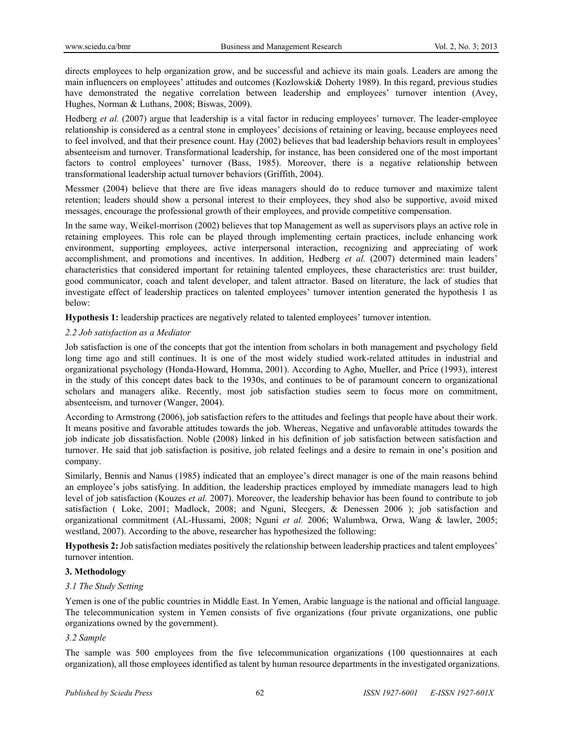directs employees to help organization grow, and be successful and achieve its main goals. Leaders are among the main influencers on employees' attitudes and outcomes (Kozlowski& Doherty 1989). In this regard, previous studies have demonstrated the negative correlation between leadership and employees' turnover intention (Avey, Hughes, Norman & Luthans, 2008; Biswas, 2009).

Hedberg *et al.* (2007) argue that leadership is a vital factor in reducing employees' turnover. The leader-employee relationship is considered as a central stone in employees' decisions of retaining or leaving, because employees need to feel involved, and that their presence count. Hay (2002) believes that bad leadership behaviors result in employees' absenteeism and turnover. Transformational leadership, for instance, has been considered one of the most important factors to control employees' turnover (Bass, 1985). Moreover, there is a negative relationship between transformational leadership actual turnover behaviors (Griffith, 2004).

Messmer (2004) believe that there are five ideas managers should do to reduce turnover and maximize talent retention; leaders should show a personal interest to their employees, they shod also be supportive, avoid mixed messages, encourage the professional growth of their employees, and provide competitive compensation.

In the same way, Weikel-morrison (2002) believes that top Management as well as supervisors plays an active role in retaining employees. This role can be played through implementing certain practices, include enhancing work environment, supporting employees, active interpersonal interaction, recognizing and appreciating of work accomplishment, and promotions and incentives. In addition, Hedberg *et al.* (2007) determined main leaders' characteristics that considered important for retaining talented employees, these characteristics are: trust builder, good communicator, coach and talent developer, and talent attractor. Based on literature, the lack of studies that investigate effect of leadership practices on talented employees' turnover intention generated the hypothesis 1 as below:

**Hypothesis 1:** leadership practices are negatively related to talented employees' turnover intention.

### *2.2 Job satisfaction as a Mediator*

Job satisfaction is one of the concepts that got the intention from scholars in both management and psychology field long time ago and still continues. It is one of the most widely studied work-related attitudes in industrial and organizational psychology (Honda-Howard, Homma, 2001). According to Agho, Mueller, and Price (1993), interest in the study of this concept dates back to the 1930s, and continues to be of paramount concern to organizational scholars and managers alike. Recently, most job satisfaction studies seem to focus more on commitment, absenteeism, and turnover (Wanger, 2004).

According to Armstrong (2006), job satisfaction refers to the attitudes and feelings that people have about their work. It means positive and favorable attitudes towards the job. Whereas, Negative and unfavorable attitudes towards the job indicate job dissatisfaction. Noble (2008) linked in his definition of job satisfaction between satisfaction and turnover. He said that job satisfaction is positive, job related feelings and a desire to remain in one's position and company.

Similarly, Bennis and Nanus (1985) indicated that an employee's direct manager is one of the main reasons behind an employee's jobs satisfying. In addition, the leadership practices employed by immediate managers lead to high level of job satisfaction (Kouzes *et al.* 2007). Moreover, the leadership behavior has been found to contribute to job satisfaction ( Loke, 2001; Madlock, 2008; and Nguni, Sleegers, & Denessen 2006 ); job satisfaction and organizational commitment (AL-Hussami, 2008; Nguni *et al.* 2006; Walumbwa, Orwa, Wang & lawler, 2005; westland, 2007). According to the above, researcher has hypothesized the following:

**Hypothesis 2:** Job satisfaction mediates positively the relationship between leadership practices and talent employees' turnover intention.

## 3. Methodology

### *3.1 The Study Setting*

Yemen is one of the public countries in Middle East. In Yemen, Arabic language is the national and official language. The telecommunication system in Yemen consists of five organizations (four private organizations, one public organizations owned by the government).

### *3.2 Sample*

The sample was 500 employees from the five telecommunication organizations (100 questionnaires at each organization), all those employees identified as talent by human resource departments in the investigated organizations.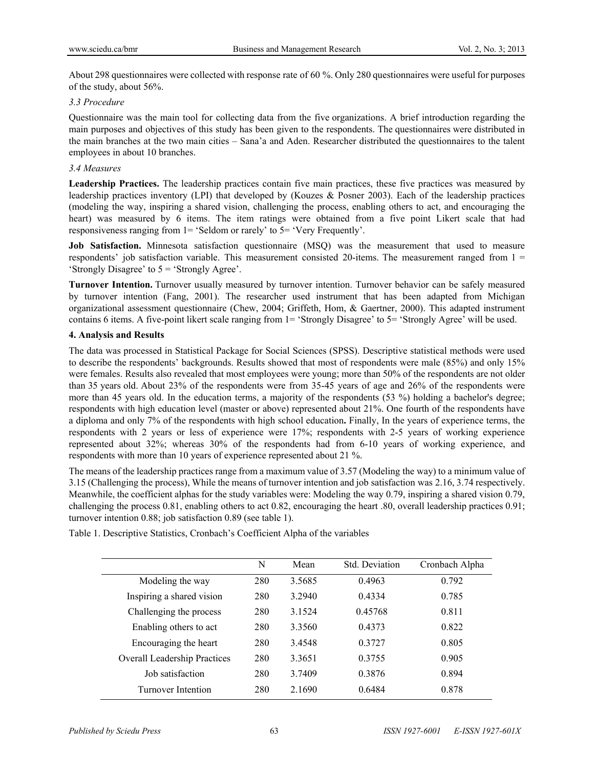About 298 questionnaires were collected with response rate of 60 %. Only 280 questionnaires were useful for purposes of the study, about 56%.

### *3.3 Procedure*

Questionnaire was the main tool for collecting data from the five organizations. A brief introduction regarding the main purposes and objectives of this study has been given to the respondents. The questionnaires were distributed in the main branches at the two main cities – Sana'a and Aden. Researcher distributed the questionnaires to the talent employees in about 10 branches.

### *3.4 Measures*

**Leadership Practices.** The leadership practices contain five main practices, these five practices was measured by leadership practices inventory (LPI) that developed by (Kouzes & Posner 2003). Each of the leadership practices (modeling the way, inspiring a shared vision, challenging the process, enabling others to act, and encouraging the heart) was measured by 6 items. The item ratings were obtained from a five point Likert scale that had responsiveness ranging from 1= 'Seldom or rarely' to 5= 'Very Frequently'.

**Job Satisfaction.** Minnesota satisfaction questionnaire (MSQ) was the measurement that used to measure respondents' job satisfaction variable. This measurement consisted 20-items. The measurement ranged from 1 = 'Strongly Disagree' to 5 = 'Strongly Agree'.

**Turnover Intention.** Turnover usually measured by turnover intention. Turnover behavior can be safely measured by turnover intention (Fang, 2001). The researcher used instrument that has been adapted from Michigan organizational assessment questionnaire (Chew, 2004; Griffeth, Hom, & Gaertner, 2000). This adapted instrument contains 6 items. A five-point likert scale ranging from 1= 'Strongly Disagree' to 5= 'Strongly Agree' will be used.

## 4. Analysis and Results

The data was processed in Statistical Package for Social Sciences (SPSS). Descriptive statistical methods were used to describe the respondents' backgrounds. Results showed that most of respondents were male (85%) and only 15% were females. Results also revealed that most employees were young; more than 50% of the respondents are not older than 35 years old. About 23% of the respondents were from 35-45 years of age and 26% of the respondents were more than 45 years old. In the education terms, a majority of the respondents (53 %) holding a bachelor's degree; respondents with high education level (master or above) represented about 21%. One fourth of the respondents have a diploma and only 7% of the respondents with high school education**.** Finally, In the years of experience terms, the respondents with 2 years or less of experience were 17%; respondents with 2-5 years of working experience represented about 32%; whereas 30% of the respondents had from 6-10 years of working experience, and respondents with more than 10 years of experience represented about 21 %.

The means of the leadership practices range from a maximum value of 3.57 (Modeling the way) to a minimum value of 3.15 (Challenging the process), While the means of turnover intention and job satisfaction was 2.16, 3.74 respectively. Meanwhile, the coefficient alphas for the study variables were: Modeling the way 0.79, inspiring a shared vision 0.79, challenging the process 0.81, enabling others to act 0.82, encouraging the heart .80, overall leadership practices 0.91; turnover intention 0.88; job satisfaction 0.89 (see table 1).

Table 1. Descriptive Statistics, Cronbach's Coefficient Alpha of the variables

| | N | Mean | Std. Deviation | Cronbach Alpha |
|---|---|---|---|---|
| Modeling the way | 280 | 3.5685 | 0.4963 | 0.792 |
| Inspiring a shared vision | 280 | 3.2940 | 0.4334 | 0.785 |
| Challenging the process | 280 | 3.1524 | 0.45768 | 0.811 |
| Enabling others to act | 280 | 3.3560 | 0.4373 | 0.822 |
| Encouraging the heart | 280 | 3.4548 | 0.3727 | 0.805 |
| Overall Leadership Practices | 280 | 3.3651 | 0.3755 | 0.905 |
| Job satisfaction | 280 | 3.7409 | 0.3876 | 0.894 |
| Turnover Intention | 280 | 2.1690 | 0.6484 | 0.878 |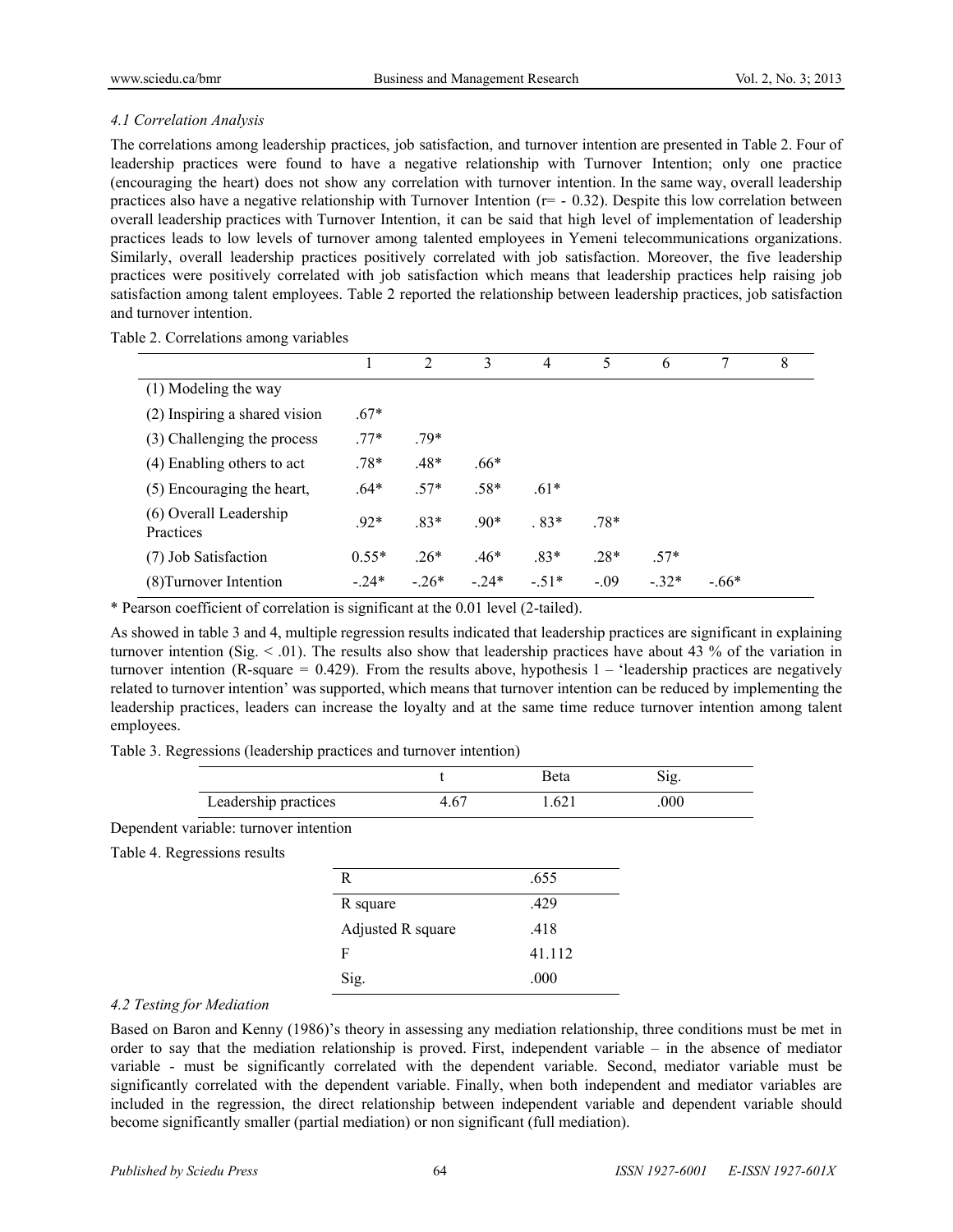### *4.1 Correlation Analysis*

The correlations among leadership practices, job satisfaction, and turnover intention are presented in Table 2. Four of leadership practices were found to have a negative relationship with Turnover Intention; only one practice (encouraging the heart) does not show any correlation with turnover intention. In the same way, overall leadership practices also have a negative relationship with Turnover Intention (r= - 0.32). Despite this low correlation between overall leadership practices with Turnover Intention, it can be said that high level of implementation of leadership practices leads to low levels of turnover among talented employees in Yemeni telecommunications organizations. Similarly, overall leadership practices positively correlated with job satisfaction. Moreover, the five leadership practices were positively correlated with job satisfaction which means that leadership practices help raising job satisfaction among talent employees. Table 2 reported the relationship between leadership practices, job satisfaction and turnover intention.

Table 2. Correlations among variables

| | 1 | 2 | 3 | 4 | 5 | 6 | 7 | 8 |
|---|---|---|---|---|---|---|---|---|
| (1) Modeling the way | | | | | | | | |
| (2) Inspiring a shared vision | .67* | | | | | | | |
| (3) Challenging the process | .77* | .79* | | | | | | |
| (4) Enabling others to act | .78* | .48* | .66* | | | | | |
| (5) Encouraging the heart, | .64* | .57* | .58* | .61* | | | | |
| (6) Overall Leadership Practices | .92* | .83* | .90* | . 83* | .78* | | | |
| (7) Job Satisfaction | 0.55* | .26* | .46* | .83* | .28* | .57* | | |
| (8)Turnover Intention | -.24* | -.26* | -.24* | -.51* | -.09 | -.32* | -.66* | |

\* Pearson coefficient of correlation is significant at the 0.01 level (2-tailed).

As showed in table 3 and 4, multiple regression results indicated that leadership practices are significant in explaining turnover intention (Sig. < .01). The results also show that leadership practices have about 43 % of the variation in turnover intention (R-square = 0.429). From the results above, hypothesis 1 – 'leadership practices are negatively related to turnover intention' was supported, which means that turnover intention can be reduced by implementing the leadership practices, leaders can increase the loyalty and at the same time reduce turnover intention among talent employees.

Table 3. Regressions (leadership practices and turnover intention)

| | t | Beta | Sig. |
|---|---|---|---|
| Leadership practices | 4.67 | 1.621 | .000 |

Dependent variable: turnover intention

Table 4. Regressions results

| | |
|---|---|
| R | .655 |
| R square | .429 |
| Adjusted R square | .418 |
| F | 41.112 |
| Sig. | .000 |

### *4.2 Testing for Mediation*

Based on Baron and Kenny (1986)'s theory in assessing any mediation relationship, three conditions must be met in order to say that the mediation relationship is proved. First, independent variable – in the absence of mediator variable - must be significantly correlated with the dependent variable. Second, mediator variable must be significantly correlated with the dependent variable. Finally, when both independent and mediator variables are included in the regression, the direct relationship between independent variable and dependent variable should become significantly smaller (partial mediation) or non significant (full mediation).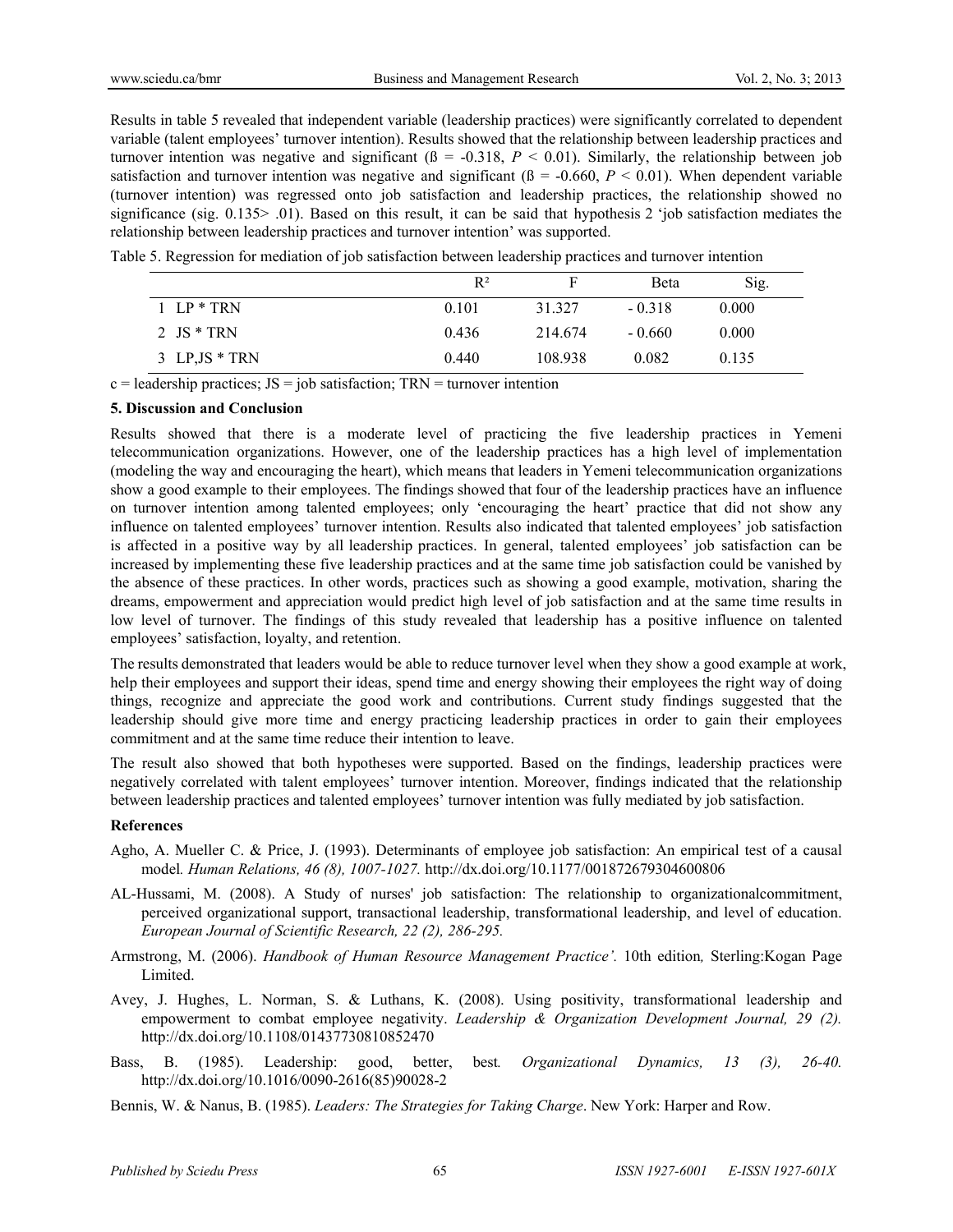Results in table 5 revealed that independent variable (leadership practices) were significantly correlated to dependent variable (talent employees' turnover intention). Results showed that the relationship between leadership practices and turnover intention was negative and significant (ß = -0.318, $P < 0.01$). Similarly, the relationship between job satisfaction and turnover intention was negative and significant (ß = -0.660, $P < 0.01$). When dependent variable (turnover intention) was regressed onto job satisfaction and leadership practices, the relationship showed no significance (sig. 0.135> .01). Based on this result, it can be said that hypothesis 2 'job satisfaction mediates the relationship between leadership practices and turnover intention' was supported.

Table 5. Regression for mediation of job satisfaction between leadership practices and turnover intention

| | $R^2$ | F | Beta | Sig. |
|---|---|---|---|---|
| 1 LP * TRN | 0.101 | 31.327 | - 0.318 | 0.000 |
| 2 JS * TRN | 0.436 | 214.674 | - 0.660 | 0.000 |
| 3 LP,JS * TRN | 0.440 | 108.938 | 0.082 | 0.135 |

c = leadership practices; JS = job satisfaction; TRN = turnover intention

## 5. Discussion and Conclusion

Results showed that there is a moderate level of practicing the five leadership practices in Yemeni telecommunication organizations. However, one of the leadership practices has a high level of implementation (modeling the way and encouraging the heart), which means that leaders in Yemeni telecommunication organizations show a good example to their employees. The findings showed that four of the leadership practices have an influence on turnover intention among talented employees; only 'encouraging the heart' practice that did not show any influence on talented employees' turnover intention. Results also indicated that talented employees' job satisfaction is affected in a positive way by all leadership practices. In general, talented employees' job satisfaction can be increased by implementing these five leadership practices and at the same time job satisfaction could be vanished by the absence of these practices. In other words, practices such as showing a good example, motivation, sharing the dreams, empowerment and appreciation would predict high level of job satisfaction and at the same time results in low level of turnover. The findings of this study revealed that leadership has a positive influence on talented employees' satisfaction, loyalty, and retention.

The results demonstrated that leaders would be able to reduce turnover level when they show a good example at work, help their employees and support their ideas, spend time and energy showing their employees the right way of doing things, recognize and appreciate the good work and contributions. Current study findings suggested that the leadership should give more time and energy practicing leadership practices in order to gain their employees commitment and at the same time reduce their intention to leave.

The result also showed that both hypotheses were supported. Based on the findings, leadership practices were negatively correlated with talent employees' turnover intention. Moreover, findings indicated that the relationship between leadership practices and talented employees' turnover intention was fully mediated by job satisfaction.

## References

Agho, A. Mueller C. & Price, J. (1993). Determinants of employee job satisfaction: An empirical test of a causal model*. Human Relations, 46 (8), 1007-1027.* http://dx.doi.org/10.1177/001872679304600806

AL-Hussami, M. (2008). A Study of nurses' job satisfaction: The relationship to organizationalcommitment, perceived organizational support, transactional leadership, transformational leadership, and level of education. *European Journal of Scientific Research, 22 (2), 286-295.*

Armstrong, M. (2006). *Handbook of Human Resource Management Practice'.* 10th edition*,* Sterling:Kogan Page Limited.

Avey, J. Hughes, L. Norman, S. & Luthans, K. (2008). Using positivity, transformational leadership and empowerment to combat employee negativity. *Leadership & Organization Development Journal, 29 (2).* http://dx.doi.org/10.1108/01437730810852470

Bass, B. (1985). Leadership: good, better, best*. Organizational Dynamics, 13 (3), 26-40.* http://dx.doi.org/10.1016/0090-2616(85)90028-2

Bennis, W. & Nanus, B. (1985). *Leaders: The Strategies for Taking Charge*. New York: Harper and Row.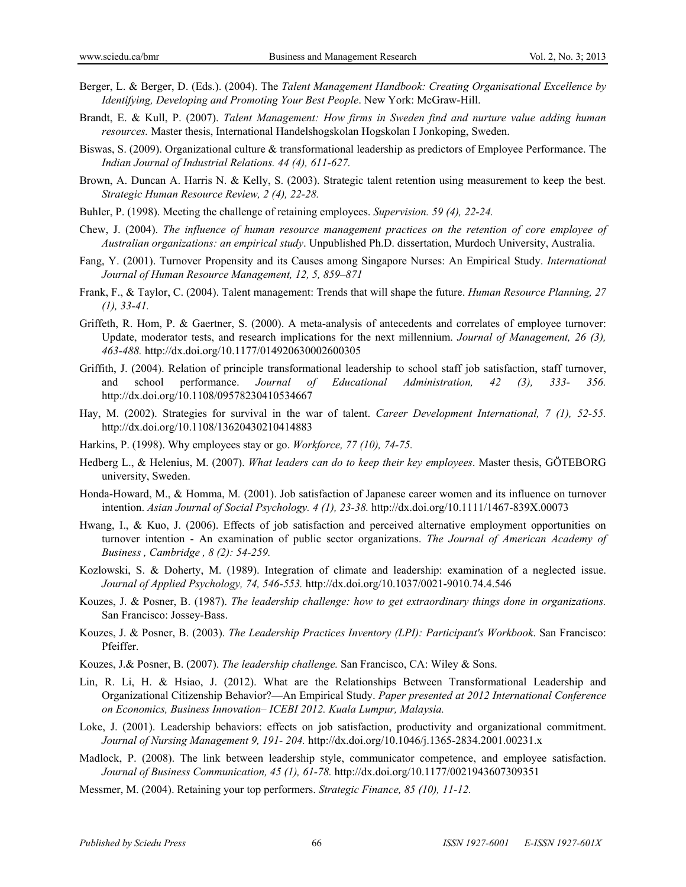Berger, L. & Berger, D. (Eds.). (2004). The *Talent Management Handbook: Creating Organisational Excellence by Identifying, Developing and Promoting Your Best People*. New York: McGraw-Hill.

Brandt, E. & Kull, P. (2007). *Talent Management: How firms in Sweden find and nurture value adding human resources.* Master thesis, International Handelshogskolan Hogskolan I Jonkoping, Sweden.

Biswas, S. (2009). Organizational culture & transformational leadership as predictors of Employee Performance. The *Indian Journal of Industrial Relations. 44 (4), 611-627.*

Brown, A. Duncan A. Harris N. & Kelly, S. (2003). Strategic talent retention using measurement to keep the best*. Strategic Human Resource Review, 2 (4), 22-28.*

Buhler, P. (1998). Meeting the challenge of retaining employees. *Supervision. 59 (4), 22-24.*

Chew, J. (2004). *The influence of human resource management practices on the retention of core employee of Australian organizations: an empirical study*. Unpublished Ph.D. dissertation, Murdoch University, Australia.

Fang, Y. (2001). Turnover Propensity and its Causes among Singapore Nurses: An Empirical Study. *International Journal of Human Resource Management, 12, 5, 859–871*

Frank, F., & Taylor, C. (2004). Talent management: Trends that will shape the future. *Human Resource Planning, 27 (1), 33-41.*

Griffeth, R. Hom, P. & Gaertner, S. (2000). A meta-analysis of antecedents and correlates of employee turnover: Update, moderator tests, and research implications for the next millennium. *Journal of Management, 26 (3), 463-488.* http://dx.doi.org/10.1177/014920630002600305

Griffith, J. (2004). Relation of principle transformational leadership to school staff job satisfaction, staff turnover, and school performance. *Journal of Educational Administration, 42 (3), 333- 356.* http://dx.doi.org/10.1108/09578230410534667

Hay, M. (2002). Strategies for survival in the war of talent. *Career Development International, 7 (1), 52-55.* http://dx.doi.org/10.1108/13620430210414883

Harkins, P. (1998). Why employees stay or go. *Workforce, 77 (10), 74-75.*

Hedberg L., & Helenius, M. (2007). *What leaders can do to keep their key employees*. Master thesis, GÖTEBORG university, Sweden.

Honda-Howard, M., & Homma, M*.* (2001). Job satisfaction of Japanese career women and its influence on turnover intention. *Asian Journal of Social Psychology. 4 (1), 23-38.* http://dx.doi.org/10.1111/1467-839X.00073

Hwang, I., & Kuo, J. (2006). Effects of job satisfaction and perceived alternative employment opportunities on turnover intention - An examination of public sector organizations. *The Journal of American Academy of Business , Cambridge , 8 (2): 54-259.*

Kozlowski, S. & Doherty, M. (1989). Integration of climate and leadership: examination of a neglected issue. *Journal of Applied Psychology, 74, 546-553.* http://dx.doi.org/10.1037/0021-9010.74.4.546

Kouzes, J. & Posner, B. (1987). *The leadership challenge: how to get extraordinary things done in organizations.* San Francisco: Jossey-Bass.

Kouzes, J. & Posner, B. (2003). *The Leadership Practices Inventory (LPI): Participant's Workbook*. San Francisco: Pfeiffer.

Kouzes, J.& Posner, B. (2007). *The leadership challenge.* San Francisco, CA: Wiley & Sons.

Lin, R. Li, H. & Hsiao, J. (2012). What are the Relationships Between Transformational Leadership and Organizational Citizenship Behavior?—An Empirical Study. *Paper presented at 2012 International Conference on Economics, Business Innovation– ICEBI 2012. Kuala Lumpur, Malaysia.*

Loke, J. (2001). Leadership behaviors: effects on job satisfaction, productivity and organizational commitment. *Journal of Nursing Management 9, 191- 204.* http://dx.doi.org/10.1046/j.1365-2834.2001.00231.x

Madlock, P. (2008). The link between leadership style, communicator competence, and employee satisfaction. *Journal of Business Communication, 45 (1), 61-78.* http://dx.doi.org/10.1177/0021943607309351

Messmer, M. (2004). Retaining your top performers. *Strategic Finance, 85 (10), 11-12.*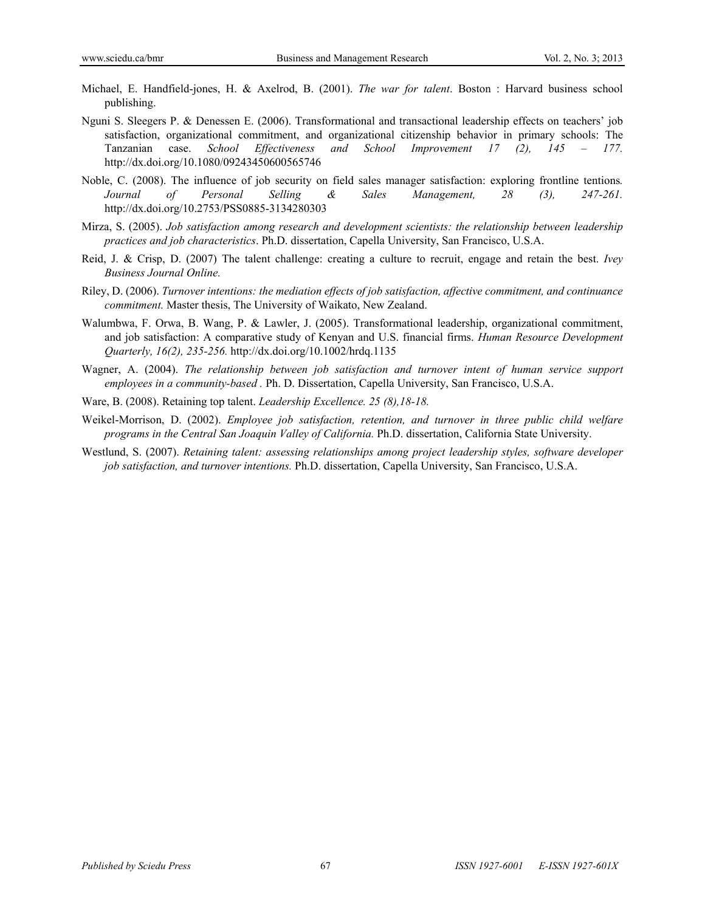Michael, E. Handfield-jones, H. & Axelrod, B. (2001). *The war for talent*. Boston : Harvard business school publishing.

Nguni S. Sleegers P. & Denessen E. (2006). Transformational and transactional leadership effects on teachers' job satisfaction, organizational commitment, and organizational citizenship behavior in primary schools: The Tanzanian case. *School Effectiveness and School Improvement 17 (2), 145 – 177.* http://dx.doi.org/10.1080/09243450600565746

Noble, C. (2008). The influence of job security on field sales manager satisfaction: exploring frontline tentions*. Journal of Personal Selling & Sales Management, 28 (3), 247-261.* http://dx.doi.org/10.2753/PSS0885-3134280303

Mirza, S. (2005). *Job satisfaction among research and development scientists: the relationship between leadership practices and job characteristics*. Ph.D. dissertation, Capella University, San Francisco, U.S.A.

Reid, J. & Crisp, D. (2007) The talent challenge: creating a culture to recruit, engage and retain the best. *Ivey Business Journal Online.*

Riley, D. (2006). *Turnover intentions: the mediation effects of job satisfaction, affective commitment, and continuance commitment.* Master thesis, The University of Waikato, New Zealand.

Walumbwa, F. Orwa, B. Wang, P. & Lawler, J. (2005). Transformational leadership, organizational commitment, and job satisfaction: A comparative study of Kenyan and U.S. financial firms. *Human Resource Development Quarterly, 16(2), 235-256.* http://dx.doi.org/10.1002/hrdq.1135

Wagner, A. (2004). *The relationship between job satisfaction and turnover intent of human service support employees in a community-based .* Ph. D. Dissertation, Capella University, San Francisco, U.S.A.

Ware, B. (2008). Retaining top talent. *Leadership Excellence. 25 (8),18-18.*

Weikel-Morrison, D. (2002). *Employee job satisfaction, retention, and turnover in three public child welfare programs in the Central San Joaquin Valley of California.* Ph.D. dissertation, California State University.

Westlund, S. (2007). *Retaining talent: assessing relationships among project leadership styles, software developer job satisfaction, and turnover intentions.* Ph.D. dissertation, Capella University, San Francisco, U.S.A.